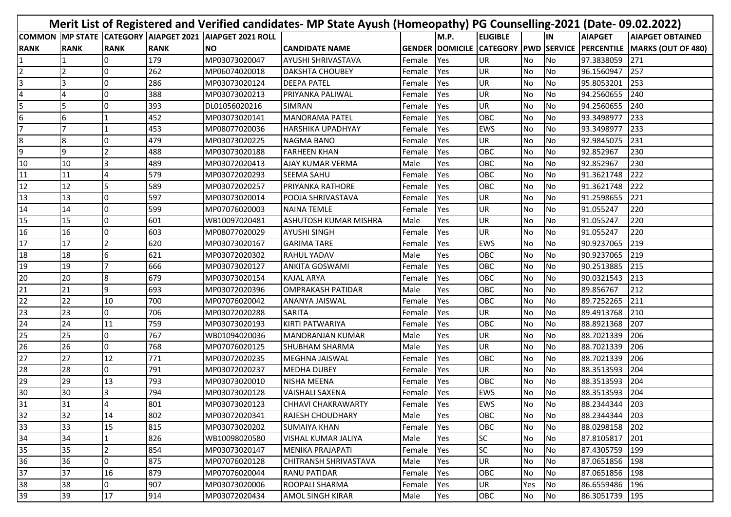# Merit List of Registered and Verified candidates- MP State Ayush (Homeopathy) PG Counselling-2021 (Date- 09.02.2022)

| COMMON RANK | MP STATE RANK | CATEGORY RANK | AIAPGET 2021 RANK | AIAPGET 2021 ROLL NO | CANDIDATE NAME | GENDER | M.P. DOMICILE | ELIGIBLE CATEGORY | PWD | IN SERVICE | AIAPGET PERCENTILE | AIAPGET OBTAINED MARKS (OUT OF 480) |
|---|---|---|---|---|---|---|---|---|---|---|---|---|
| 1 | 1 | 0 | 179 | MP03073020047 | AYUSHI SHRIVASTAVA | Female | Yes | UR | No | No | 97.3838059 | 271 |
| 2 | 2 | 0 | 262 | MP06074020018 | DAKSHTA CHOUBEY | Female | Yes | UR | No | No | 96.1560947 | 257 |
| 3 | 3 | 0 | 286 | MP03073020124 | DEEPA PATEL | Female | Yes | UR | No | No | 95.8053201 | 253 |
| 4 | 4 | 0 | 388 | MP03073020213 | PRIYANKA PALIWAL | Female | Yes | UR | No | No | 94.2560655 | 240 |
| 5 | 5 | 0 | 393 | DL01056020216 | SIMRAN | Female | Yes | UR | No | No | 94.2560655 | 240 |
| 6 | 6 | 1 | 452 | MP03073020141 | MANORAMA PATEL | Female | Yes | OBC | No | No | 93.3498977 | 233 |
| 7 | 7 | 1 | 453 | MP08077020036 | HARSHIKA UPADHYAY | Female | Yes | EWS | No | No | 93.3498977 | 233 |
| 8 | 8 | 0 | 479 | MP03073020225 | NAGMA BANO | Female | Yes | UR | No | No | 92.9845075 | 231 |
| 9 | 9 | 2 | 488 | MP03073020188 | FARHEEN KHAN | Female | Yes | OBC | No | No | 92.852967 | 230 |
| 10 | 10 | 3 | 489 | MP03072020413 | AJAY KUMAR VERMA | Male | Yes | OBC | No | No | 92.852967 | 230 |
| 11 | 11 | 4 | 579 | MP03072020293 | SEEMA SAHU | Female | Yes | OBC | No | No | 91.3621748 | 222 |
| 12 | 12 | 5 | 589 | MP03072020257 | PRIYANKA RATHORE | Female | Yes | OBC | No | No | 91.3621748 | 222 |
| 13 | 13 | 0 | 597 | MP03073020014 | POOJA SHRIVASTAVA | Female | Yes | UR | No | No | 91.2598655 | 221 |
| 14 | 14 | 0 | 599 | MP07076020003 | NAINA TEMLE | Female | Yes | UR | No | No | 91.055247 | 220 |
| 15 | 15 | 0 | 601 | WB10097020481 | ASHUTOSH KUMAR MISHRA | Male | Yes | UR | No | No | 91.055247 | 220 |
| 16 | 16 | 0 | 603 | MP08077020029 | AYUSHI SINGH | Female | Yes | UR | No | No | 91.055247 | 220 |
| 17 | 17 | 2 | 620 | MP03073020167 | GARIMA TARE | Female | Yes | EWS | No | No | 90.9237065 | 219 |
| 18 | 18 | 6 | 621 | MP03072020302 | RAHUL YADAV | Male | Yes | OBC | No | No | 90.9237065 | 219 |
| 19 | 19 | 7 | 666 | MP03073020127 | ANKITA GOSWAMI | Female | Yes | OBC | No | No | 90.2513885 | 215 |
| 20 | 20 | 8 | 679 | MP03073020154 | KAJAL ARYA | Female | Yes | OBC | No | No | 90.0321543 | 213 |
| 21 | 21 | 9 | 693 | MP03072020396 | OMPRAKASH PATIDAR | Male | Yes | OBC | No | No | 89.856767 | 212 |
| 22 | 22 | 10 | 700 | MP07076020042 | ANANYA JAISWAL | Female | Yes | OBC | No | No | 89.7252265 | 211 |
| 23 | 23 | 0 | 706 | MP03072020288 | SARITA | Female | Yes | UR | No | No | 89.4913768 | 210 |
| 24 | 24 | 11 | 759 | MP03073020193 | KIRTI PATWARIYA | Female | Yes | OBC | No | No | 88.8921368 | 207 |
| 25 | 25 | 0 | 767 | WB01094020036 | MANORANJAN KUMAR | Male | Yes | UR | No | No | 88.7021339 | 206 |
| 26 | 26 | 0 | 768 | MP07076020125 | SHUBHAM SHARMA | Male | Yes | UR | No | No | 88.7021339 | 206 |
| 27 | 27 | 12 | 771 | MP03072020235 | MEGHNA JAISWAL | Female | Yes | OBC | No | No | 88.7021339 | 206 |
| 28 | 28 | 0 | 791 | MP03072020237 | MEDHA DUBEY | Female | Yes | UR | No | No | 88.3513593 | 204 |
| 29 | 29 | 13 | 793 | MP03073020010 | NISHA MEENA | Female | Yes | OBC | No | No | 88.3513593 | 204 |
| 30 | 30 | 3 | 794 | MP03073020128 | VAISHALI SAXENA | Female | Yes | EWS | No | No | 88.3513593 | 204 |
| 31 | 31 | 4 | 801 | MP03073020123 | CHHAVI CHAKRAWARTY | Female | Yes | EWS | No | No | 88.2344344 | 203 |
| 32 | 32 | 14 | 802 | MP03072020341 | RAJESH CHOUDHARY | Male | Yes | OBC | No | No | 88.2344344 | 203 |
| 33 | 33 | 15 | 815 | MP03073020202 | SUMAIYA KHAN | Female | Yes | OBC | No | No | 88.0298158 | 202 |
| 34 | 34 | 1 | 826 | WB10098020580 | VISHAL KUMAR JALIYA | Male | Yes | SC | No | No | 87.8105817 | 201 |
| 35 | 35 | 2 | 854 | MP03073020147 | MENIKA PRAJAPATI | Female | Yes | SC | No | No | 87.4305759 | 199 |
| 36 | 36 | 0 | 875 | MP07076020128 | CHITRANSH SHRIVASTAVA | Male | Yes | UR | No | No | 87.0651856 | 198 |
| 37 | 37 | 16 | 879 | MP07076020044 | RANU PATIDAR | Female | Yes | OBC | No | No | 87.0651856 | 198 |
| 38 | 38 | 0 | 907 | MP03073020006 | ROOPALI SHARMA | Female | Yes | UR | Yes | No | 86.6559486 | 196 |
| 39 | 39 | 17 | 914 | MP03072020434 | AMOL SINGH KIRAR | Male | Yes | OBC | No | No | 86.3051739 | 195 |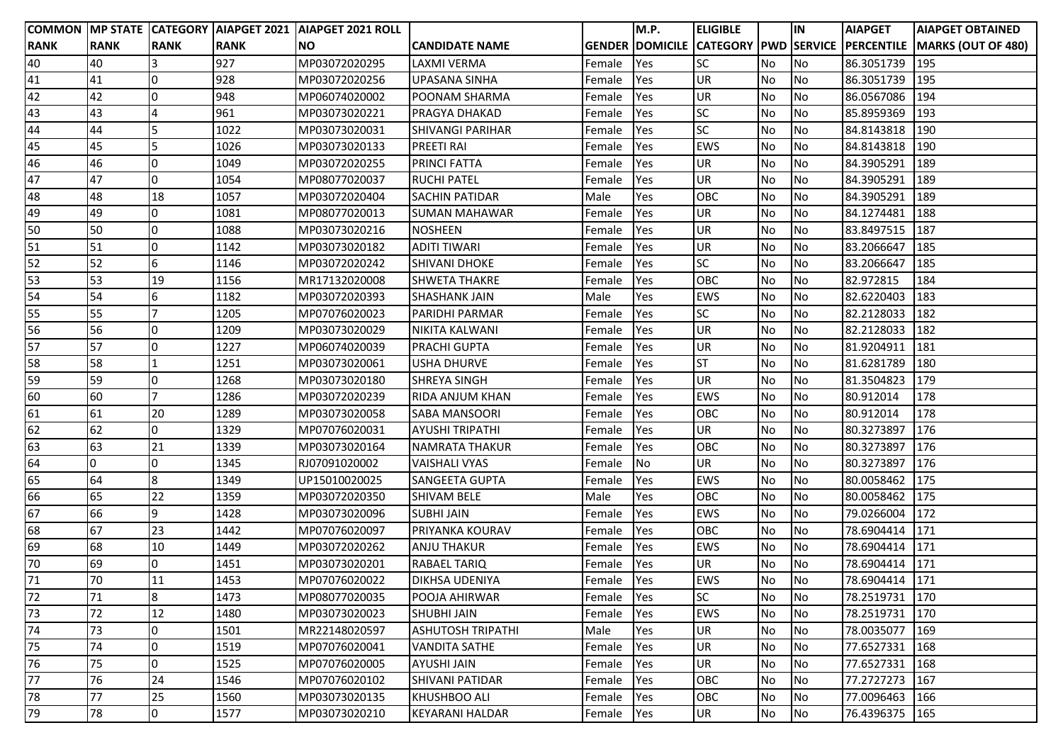| COMMON RANK | MP STATE RANK | CATEGORY RANK | AIAPGET 2021 RANK | AIAPGET 2021 ROLL NO | CANDIDATE NAME | GENDER | M.P. DOMICILE | ELIGIBLE CATEGORY | PWD | IN SERVICE | AIAPGET PERCENTILE | AIAPGET OBTAINED MARKS (OUT OF 480) |
|---|---|---|---|---|---|---|---|---|---|---|---|---|
| 40 | 40 | 3 | 927 | MP03072020295 | LAXMI VERMA | Female | Yes | SC | No | No | 86.3051739 | 195 |
| 41 | 41 | 0 | 928 | MP03072020256 | UPASANA SINHA | Female | Yes | UR | No | No | 86.3051739 | 195 |
| 42 | 42 | 0 | 948 | MP06074020002 | POONAM SHARMA | Female | Yes | UR | No | No | 86.0567086 | 194 |
| 43 | 43 | 4 | 961 | MP03073020221 | PRAGYA DHAKAD | Female | Yes | SC | No | No | 85.8959369 | 193 |
| 44 | 44 | 5 | 1022 | MP03073020031 | SHIVANGI PARIHAR | Female | Yes | SC | No | No | 84.8143818 | 190 |
| 45 | 45 | 5 | 1026 | MP03073020133 | PREETI RAI | Female | Yes | EWS | No | No | 84.8143818 | 190 |
| 46 | 46 | 0 | 1049 | MP03072020255 | PRINCI FATTA | Female | Yes | UR | No | No | 84.3905291 | 189 |
| 47 | 47 | 0 | 1054 | MP08077020037 | RUCHI PATEL | Female | Yes | UR | No | No | 84.3905291 | 189 |
| 48 | 48 | 18 | 1057 | MP03072020404 | SACHIN PATIDAR | Male | Yes | OBC | No | No | 84.3905291 | 189 |
| 49 | 49 | 0 | 1081 | MP08077020013 | SUMAN MAHAWAR | Female | Yes | UR | No | No | 84.1274481 | 188 |
| 50 | 50 | 0 | 1088 | MP03073020216 | NOSHEEN | Female | Yes | UR | No | No | 83.8497515 | 187 |
| 51 | 51 | 0 | 1142 | MP03073020182 | ADITI TIWARI | Female | Yes | UR | No | No | 83.2066647 | 185 |
| 52 | 52 | 6 | 1146 | MP03072020242 | SHIVANI DHOKE | Female | Yes | SC | No | No | 83.2066647 | 185 |
| 53 | 53 | 19 | 1156 | MR17132020008 | SHWETA THAKRE | Female | Yes | OBC | No | No | 82.972815 | 184 |
| 54 | 54 | 6 | 1182 | MP03072020393 | SHASHANK JAIN | Male | Yes | EWS | No | No | 82.6220403 | 183 |
| 55 | 55 | 7 | 1205 | MP07076020023 | PARIDHI PARMAR | Female | Yes | SC | No | No | 82.2128033 | 182 |
| 56 | 56 | 0 | 1209 | MP03073020029 | NIKITA KALWANI | Female | Yes | UR | No | No | 82.2128033 | 182 |
| 57 | 57 | 0 | 1227 | MP06074020039 | PRACHI GUPTA | Female | Yes | UR | No | No | 81.9204911 | 181 |
| 58 | 58 | 1 | 1251 | MP03073020061 | USHA DHURVE | Female | Yes | ST | No | No | 81.6281789 | 180 |
| 59 | 59 | 0 | 1268 | MP03073020180 | SHREYA SINGH | Female | Yes | UR | No | No | 81.3504823 | 179 |
| 60 | 60 | 7 | 1286 | MP03072020239 | RIDA ANJUM KHAN | Female | Yes | EWS | No | No | 80.912014 | 178 |
| 61 | 61 | 20 | 1289 | MP03073020058 | SABA MANSOORI | Female | Yes | OBC | No | No | 80.912014 | 178 |
| 62 | 62 | 0 | 1329 | MP07076020031 | AYUSHI TRIPATHI | Female | Yes | UR | No | No | 80.3273897 | 176 |
| 63 | 63 | 21 | 1339 | MP03073020164 | NAMRATA THAKUR | Female | Yes | OBC | No | No | 80.3273897 | 176 |
| 64 | 0 | 0 | 1345 | RJ07091020002 | VAISHALI VYAS | Female | No | UR | No | No | 80.3273897 | 176 |
| 65 | 64 | 8 | 1349 | UP15010020025 | SANGEETA GUPTA | Female | Yes | EWS | No | No | 80.0058462 | 175 |
| 66 | 65 | 22 | 1359 | MP03072020350 | SHIVAM BELE | Male | Yes | OBC | No | No | 80.0058462 | 175 |
| 67 | 66 | 9 | 1428 | MP03073020096 | SUBHI JAIN | Female | Yes | EWS | No | No | 79.0266004 | 172 |
| 68 | 67 | 23 | 1442 | MP07076020097 | PRIYANKA KOURAV | Female | Yes | OBC | No | No | 78.6904414 | 171 |
| 69 | 68 | 10 | 1449 | MP03072020262 | ANJU THAKUR | Female | Yes | EWS | No | No | 78.6904414 | 171 |
| 70 | 69 | 0 | 1451 | MP03073020201 | RABAEL TARIQ | Female | Yes | UR | No | No | 78.6904414 | 171 |
| 71 | 70 | 11 | 1453 | MP07076020022 | DIKHSA UDENIYA | Female | Yes | EWS | No | No | 78.6904414 | 171 |
| 72 | 71 | 8 | 1473 | MP08077020035 | POOJA AHIRWAR | Female | Yes | SC | No | No | 78.2519731 | 170 |
| 73 | 72 | 12 | 1480 | MP03073020023 | SHUBHI JAIN | Female | Yes | EWS | No | No | 78.2519731 | 170 |
| 74 | 73 | 0 | 1501 | MR22148020597 | ASHUTOSH TRIPATHI | Male | Yes | UR | No | No | 78.0035077 | 169 |
| 75 | 74 | 0 | 1519 | MP07076020041 | VANDITA SATHE | Female | Yes | UR | No | No | 77.6527331 | 168 |
| 76 | 75 | 0 | 1525 | MP07076020005 | AYUSHI JAIN | Female | Yes | UR | No | No | 77.6527331 | 168 |
| 77 | 76 | 24 | 1546 | MP07076020102 | SHIVANI PATIDAR | Female | Yes | OBC | No | No | 77.2727273 | 167 |
| 78 | 77 | 25 | 1560 | MP03073020135 | KHUSHBOO ALI | Female | Yes | OBC | No | No | 77.0096463 | 166 |
| 79 | 78 | 0 | 1577 | MP03073020210 | KEYARANI HALDAR | Female | Yes | UR | No | No | 76.4396375 | 165 |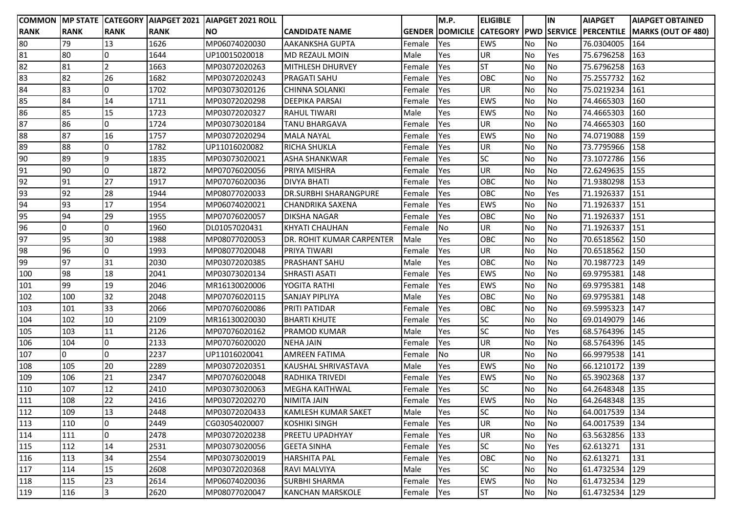| COMMON RANK | MP STATE RANK | CATEGORY RANK | AIAPGET 2021 RANK | AIAPGET 2021 ROLL NO | CANDIDATE NAME | GENDER | M.P. DOMICILE | ELIGIBLE CATEGORY | PWD | IN SERVICE | AIAPGET PERCENTILE | AIAPGET OBTAINED MARKS (OUT OF 480) |
|---|---|---|---|---|---|---|---|---|---|---|---|---|
| 80 | 79 | 13 | 1626 | MP06074020030 | AAKANKSHA GUPTA | Female | Yes | EWS | No | No | 76.0304005 | 164 |
| 81 | 80 | 0 | 1644 | UP10015020018 | MD REZAUL MOIN | Male | Yes | UR | No | Yes | 75.6796258 | 163 |
| 82 | 81 | 2 | 1663 | MP03072020263 | MITHLESH DHURVEY | Female | Yes | ST | No | No | 75.6796258 | 163 |
| 83 | 82 | 26 | 1682 | MP03072020243 | PRAGATI SAHU | Female | Yes | OBC | No | No | 75.2557732 | 162 |
| 84 | 83 | 0 | 1702 | MP03073020126 | CHINNA SOLANKI | Female | Yes | UR | No | No | 75.0219234 | 161 |
| 85 | 84 | 14 | 1711 | MP03072020298 | DEEPIKA PARSAI | Female | Yes | EWS | No | No | 74.4665303 | 160 |
| 86 | 85 | 15 | 1723 | MP03072020327 | RAHUL TIWARI | Male | Yes | EWS | No | No | 74.4665303 | 160 |
| 87 | 86 | 0 | 1724 | MP03073020184 | TANU BHARGAVA | Female | Yes | UR | No | No | 74.4665303 | 160 |
| 88 | 87 | 16 | 1757 | MP03072020294 | MALA NAYAL | Female | Yes | EWS | No | No | 74.0719088 | 159 |
| 89 | 88 | 0 | 1782 | UP11016020082 | RICHA SHUKLA | Female | Yes | UR | No | No | 73.7795966 | 158 |
| 90 | 89 | 9 | 1835 | MP03073020021 | ASHA SHANKWAR | Female | Yes | SC | No | No | 73.1072786 | 156 |
| 91 | 90 | 0 | 1872 | MP07076020056 | PRIYA MISHRA | Female | Yes | UR | No | No | 72.6249635 | 155 |
| 92 | 91 | 27 | 1917 | MP07076020036 | DIVYA BHATI | Female | Yes | OBC | No | No | 71.9380298 | 153 |
| 93 | 92 | 28 | 1944 | MP08077020033 | DR.SURBHI SHARANGPURE | Female | Yes | OBC | No | Yes | 71.1926337 | 151 |
| 94 | 93 | 17 | 1954 | MP06074020021 | CHANDRIKA SAXENA | Female | Yes | EWS | No | No | 71.1926337 | 151 |
| 95 | 94 | 29 | 1955 | MP07076020057 | DIKSHA NAGAR | Female | Yes | OBC | No | No | 71.1926337 | 151 |
| 96 | 0 | 0 | 1960 | DL01057020431 | KHYATI CHAUHAN | Female | No | UR | No | No | 71.1926337 | 151 |
| 97 | 95 | 30 | 1988 | MP08077020053 | DR. ROHIT KUMAR CARPENTER | Male | Yes | OBC | No | No | 70.6518562 | 150 |
| 98 | 96 | 0 | 1993 | MP08077020048 | PRIYA TIWARI | Female | Yes | UR | No | No | 70.6518562 | 150 |
| 99 | 97 | 31 | 2030 | MP03072020385 | PRASHANT SAHU | Male | Yes | OBC | No | No | 70.1987723 | 149 |
| 100 | 98 | 18 | 2041 | MP03073020134 | SHRASTI ASATI | Female | Yes | EWS | No | No | 69.9795381 | 148 |
| 101 | 99 | 19 | 2046 | MR16130020006 | YOGITA RATHI | Female | Yes | EWS | No | No | 69.9795381 | 148 |
| 102 | 100 | 32 | 2048 | MP07076020115 | SANJAY PIPLIYA | Male | Yes | OBC | No | No | 69.9795381 | 148 |
| 103 | 101 | 33 | 2066 | MP07076020086 | PRITI PATIDAR | Female | Yes | OBC | No | No | 69.5995323 | 147 |
| 104 | 102 | 10 | 2109 | MR16130020030 | BHARTI KHUTE | Female | Yes | SC | No | No | 69.0149079 | 146 |
| 105 | 103 | 11 | 2126 | MP07076020162 | PRAMOD KUMAR | Male | Yes | SC | No | Yes | 68.5764396 | 145 |
| 106 | 104 | 0 | 2133 | MP07076020020 | NEHA JAIN | Female | Yes | UR | No | No | 68.5764396 | 145 |
| 107 | 0 | 0 | 2237 | UP11016020041 | AMREEN FATIMA | Female | No | UR | No | No | 66.9979538 | 141 |
| 108 | 105 | 20 | 2289 | MP03072020351 | KAUSHAL SHRIVASTAVA | Male | Yes | EWS | No | No | 66.1210172 | 139 |
| 109 | 106 | 21 | 2347 | MP07076020048 | RADHIKA TRIVEDI | Female | Yes | EWS | No | No | 65.3902368 | 137 |
| 110 | 107 | 12 | 2410 | MP03073020063 | MEGHA KAITHWAL | Female | Yes | SC | No | No | 64.2648348 | 135 |
| 111 | 108 | 22 | 2416 | MP03072020270 | NIMITA JAIN | Female | Yes | EWS | No | No | 64.2648348 | 135 |
| 112 | 109 | 13 | 2448 | MP03072020433 | KAMLESH KUMAR SAKET | Male | Yes | SC | No | No | 64.0017539 | 134 |
| 113 | 110 | 0 | 2449 | CG03054020007 | KOSHIKI SINGH | Female | Yes | UR | No | No | 64.0017539 | 134 |
| 114 | 111 | 0 | 2478 | MP03072020238 | PREETU UPADHYAY | Female | Yes | UR | No | No | 63.5632856 | 133 |
| 115 | 112 | 14 | 2531 | MP03073020056 | GEETA SINHA | Female | Yes | SC | No | Yes | 62.613271 | 131 |
| 116 | 113 | 34 | 2554 | MP03073020019 | HARSHITA PAL | Female | Yes | OBC | No | No | 62.613271 | 131 |
| 117 | 114 | 15 | 2608 | MP03072020368 | RAVI MALVIYA | Male | Yes | SC | No | No | 61.4732534 | 129 |
| 118 | 115 | 23 | 2614 | MP06074020036 | SURBHI SHARMA | Female | Yes | EWS | No | No | 61.4732534 | 129 |
| 119 | 116 | 3 | 2620 | MP08077020047 | KANCHAN MARSKOLE | Female | Yes | ST | No | No | 61.4732534 | 129 |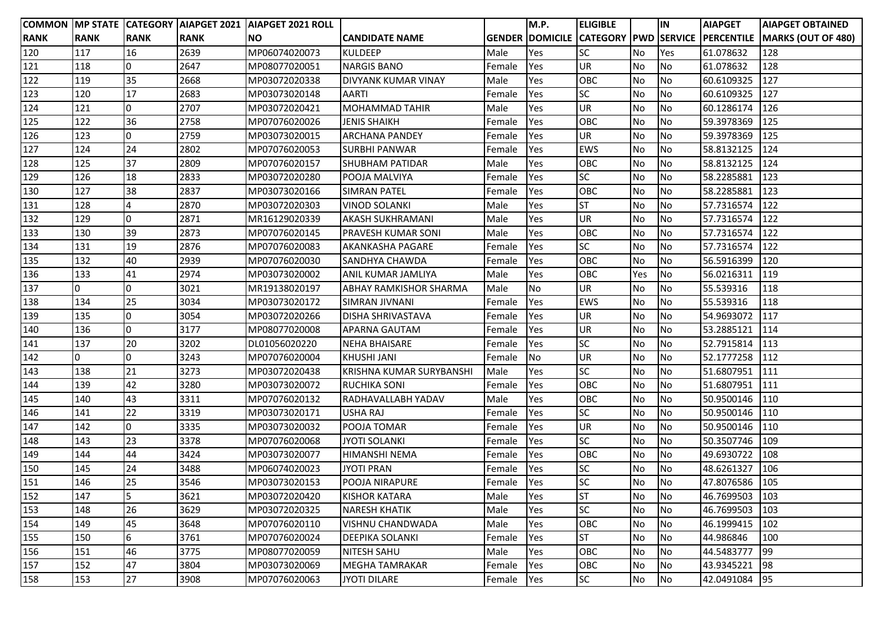| COMMON RANK | MP STATE RANK | CATEGORY RANK | AIAPGET 2021 RANK | AIAPGET 2021 ROLL NO | CANDIDATE NAME | GENDER | M.P. DOMICILE | ELIGIBLE CATEGORY | PWD | IN SERVICE | AIAPGET PERCENTILE | AIAPGET OBTAINED MARKS (OUT OF 480) |
|---|---|---|---|---|---|---|---|---|---|---|---|---|
| 120 | 117 | 16 | 2639 | MP06074020073 | KULDEEP | Male | Yes | SC | No | Yes | 61.078632 | 128 |
| 121 | 118 | 0 | 2647 | MP08077020051 | NARGIS BANO | Female | Yes | UR | No | No | 61.078632 | 128 |
| 122 | 119 | 35 | 2668 | MP03072020338 | DIVYANK KUMAR VINAY | Male | Yes | OBC | No | No | 60.6109325 | 127 |
| 123 | 120 | 17 | 2683 | MP03073020148 | AARTI | Female | Yes | SC | No | No | 60.6109325 | 127 |
| 124 | 121 | 0 | 2707 | MP03072020421 | MOHAMMAD TAHIR | Male | Yes | UR | No | No | 60.1286174 | 126 |
| 125 | 122 | 36 | 2758 | MP07076020026 | JENIS SHAIKH | Female | Yes | OBC | No | No | 59.3978369 | 125 |
| 126 | 123 | 0 | 2759 | MP03073020015 | ARCHANA PANDEY | Female | Yes | UR | No | No | 59.3978369 | 125 |
| 127 | 124 | 24 | 2802 | MP07076020053 | SURBHI PANWAR | Female | Yes | EWS | No | No | 58.8132125 | 124 |
| 128 | 125 | 37 | 2809 | MP07076020157 | SHUBHAM PATIDAR | Male | Yes | OBC | No | No | 58.8132125 | 124 |
| 129 | 126 | 18 | 2833 | MP03072020280 | POOJA MALVIYA | Female | Yes | SC | No | No | 58.2285881 | 123 |
| 130 | 127 | 38 | 2837 | MP03073020166 | SIMRAN PATEL | Female | Yes | OBC | No | No | 58.2285881 | 123 |
| 131 | 128 | 4 | 2870 | MP03072020303 | VINOD SOLANKI | Male | Yes | ST | No | No | 57.7316574 | 122 |
| 132 | 129 | 0 | 2871 | MR16129020339 | AKASH SUKHRAMANI | Male | Yes | UR | No | No | 57.7316574 | 122 |
| 133 | 130 | 39 | 2873 | MP07076020145 | PRAVESH KUMAR SONI | Male | Yes | OBC | No | No | 57.7316574 | 122 |
| 134 | 131 | 19 | 2876 | MP07076020083 | AKANKASHA PAGARE | Female | Yes | SC | No | No | 57.7316574 | 122 |
| 135 | 132 | 40 | 2939 | MP07076020030 | SANDHYA CHAWDA | Female | Yes | OBC | No | No | 56.5916399 | 120 |
| 136 | 133 | 41 | 2974 | MP03073020002 | ANIL KUMAR JAMLIYA | Male | Yes | OBC | Yes | No | 56.0216311 | 119 |
| 137 | 0 | 0 | 3021 | MR19138020197 | ABHAY RAMKISHOR SHARMA | Male | No | UR | No | No | 55.539316 | 118 |
| 138 | 134 | 25 | 3034 | MP03073020172 | SIMRAN JIVNANI | Female | Yes | EWS | No | No | 55.539316 | 118 |
| 139 | 135 | 0 | 3054 | MP03072020266 | DISHA SHRIVASTAVA | Female | Yes | UR | No | No | 54.9693072 | 117 |
| 140 | 136 | 0 | 3177 | MP08077020008 | APARNA GAUTAM | Female | Yes | UR | No | No | 53.2885121 | 114 |
| 141 | 137 | 20 | 3202 | DL01056020220 | NEHA BHAISARE | Female | Yes | SC | No | No | 52.7915814 | 113 |
| 142 | 0 | 0 | 3243 | MP07076020004 | KHUSHI JANI | Female | No | UR | No | No | 52.1777258 | 112 |
| 143 | 138 | 21 | 3273 | MP03072020438 | KRISHNA KUMAR SURYBANSHI | Male | Yes | SC | No | No | 51.6807951 | 111 |
| 144 | 139 | 42 | 3280 | MP03073020072 | RUCHIKA SONI | Female | Yes | OBC | No | No | 51.6807951 | 111 |
| 145 | 140 | 43 | 3311 | MP07076020132 | RADHAVALLABH YADAV | Male | Yes | OBC | No | No | 50.9500146 | 110 |
| 146 | 141 | 22 | 3319 | MP03073020171 | USHA RAJ | Female | Yes | SC | No | No | 50.9500146 | 110 |
| 147 | 142 | 0 | 3335 | MP03073020032 | POOJA TOMAR | Female | Yes | UR | No | No | 50.9500146 | 110 |
| 148 | 143 | 23 | 3378 | MP07076020068 | JYOTI SOLANKI | Female | Yes | SC | No | No | 50.3507746 | 109 |
| 149 | 144 | 44 | 3424 | MP03073020077 | HIMANSHI NEMA | Female | Yes | OBC | No | No | 49.6930722 | 108 |
| 150 | 145 | 24 | 3488 | MP06074020023 | JYOTI PRAN | Female | Yes | SC | No | No | 48.6261327 | 106 |
| 151 | 146 | 25 | 3546 | MP03073020153 | POOJA NIRAPURE | Female | Yes | SC | No | No | 47.8076586 | 105 |
| 152 | 147 | 5 | 3621 | MP03072020420 | KISHOR KATARA | Male | Yes | ST | No | No | 46.7699503 | 103 |
| 153 | 148 | 26 | 3629 | MP03072020325 | NARESH KHATIK | Male | Yes | SC | No | No | 46.7699503 | 103 |
| 154 | 149 | 45 | 3648 | MP07076020110 | VISHNU CHANDWADA | Male | Yes | OBC | No | No | 46.1999415 | 102 |
| 155 | 150 | 6 | 3761 | MP07076020024 | DEEPIKA SOLANKI | Female | Yes | ST | No | No | 44.986846 | 100 |
| 156 | 151 | 46 | 3775 | MP08077020059 | NITESH SAHU | Male | Yes | OBC | No | No | 44.5483777 | 99 |
| 157 | 152 | 47 | 3804 | MP03073020069 | MEGHA TAMRAKAR | Female | Yes | OBC | No | No | 43.9345221 | 98 |
| 158 | 153 | 27 | 3908 | MP07076020063 | JYOTI DILARE | Female | Yes | SC | No | No | 42.0491084 | 95 |